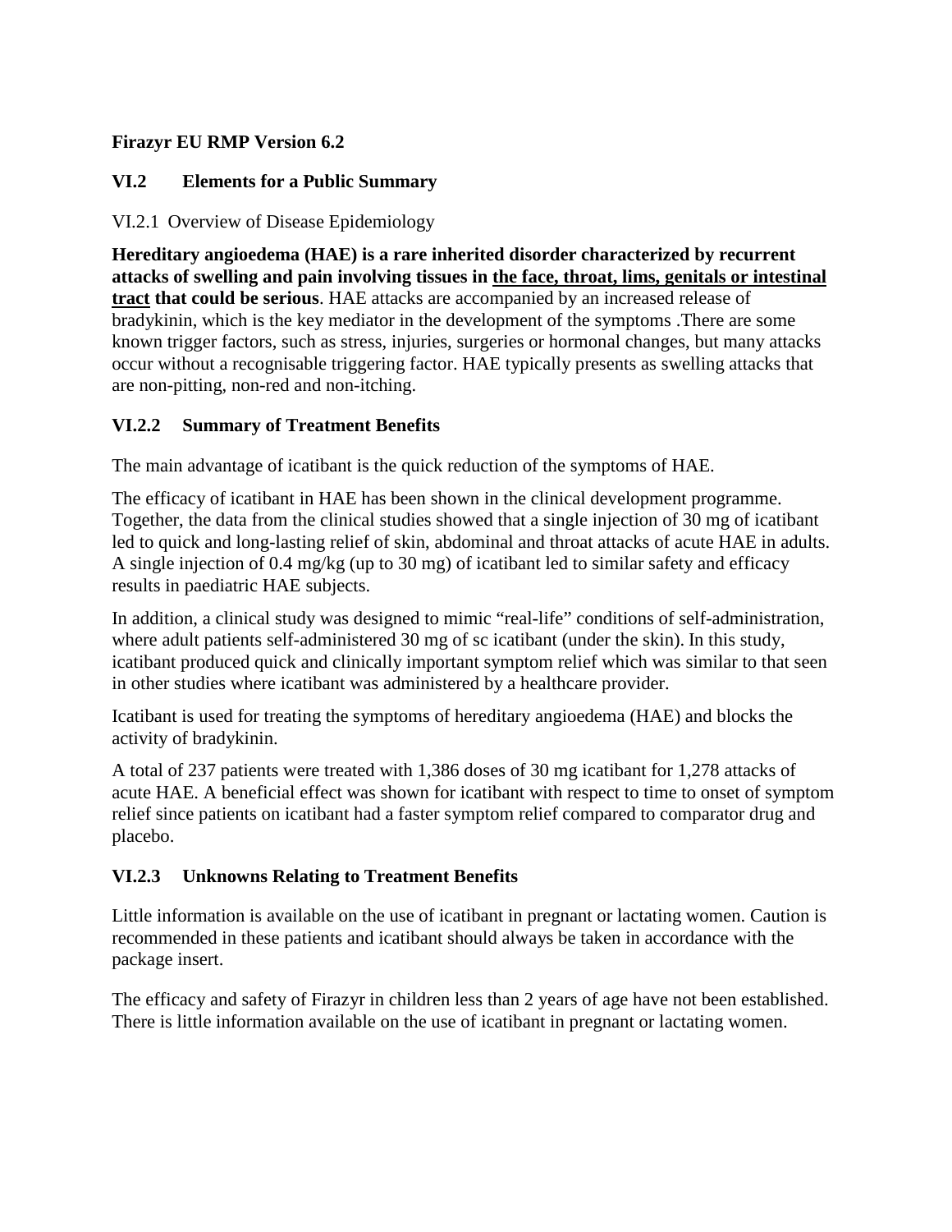**Firazyr EU RMP Version 6.2**

## VI.2 Elements for a Public Summary

### VI.2.1 Overview of Disease Epidemiology

**Hereditary angioedema (HAE) is a rare inherited disorder characterized by recurrent attacks of swelling and pain involving tissues in <u>the face, throat, lims, genitals or intestinal tract</u> that could be serious**. HAE attacks are accompanied by an increased release of bradykinin, which is the key mediator in the development of the symptoms .There are some known trigger factors, such as stress, injuries, surgeries or hormonal changes, but many attacks occur without a recognisable triggering factor. HAE typically presents as swelling attacks that are non-pitting, non-red and non-itching.

### VI.2.2 Summary of Treatment Benefits

The main advantage of icatibant is the quick reduction of the symptoms of HAE.

The efficacy of icatibant in HAE has been shown in the clinical development programme. Together, the data from the clinical studies showed that a single injection of 30 mg of icatibant led to quick and long-lasting relief of skin, abdominal and throat attacks of acute HAE in adults. A single injection of 0.4 mg/kg (up to 30 mg) of icatibant led to similar safety and efficacy results in paediatric HAE subjects.

In addition, a clinical study was designed to mimic "real-life" conditions of self-administration, where adult patients self-administered 30 mg of sc icatibant (under the skin). In this study, icatibant produced quick and clinically important symptom relief which was similar to that seen in other studies where icatibant was administered by a healthcare provider.

Icatibant is used for treating the symptoms of hereditary angioedema (HAE) and blocks the activity of bradykinin.

A total of 237 patients were treated with 1,386 doses of 30 mg icatibant for 1,278 attacks of acute HAE. A beneficial effect was shown for icatibant with respect to time to onset of symptom relief since patients on icatibant had a faster symptom relief compared to comparator drug and placebo.

### VI.2.3 Unknowns Relating to Treatment Benefits

Little information is available on the use of icatibant in pregnant or lactating women. Caution is recommended in these patients and icatibant should always be taken in accordance with the package insert.

The efficacy and safety of Firazyr in children less than 2 years of age have not been established. There is little information available on the use of icatibant in pregnant or lactating women.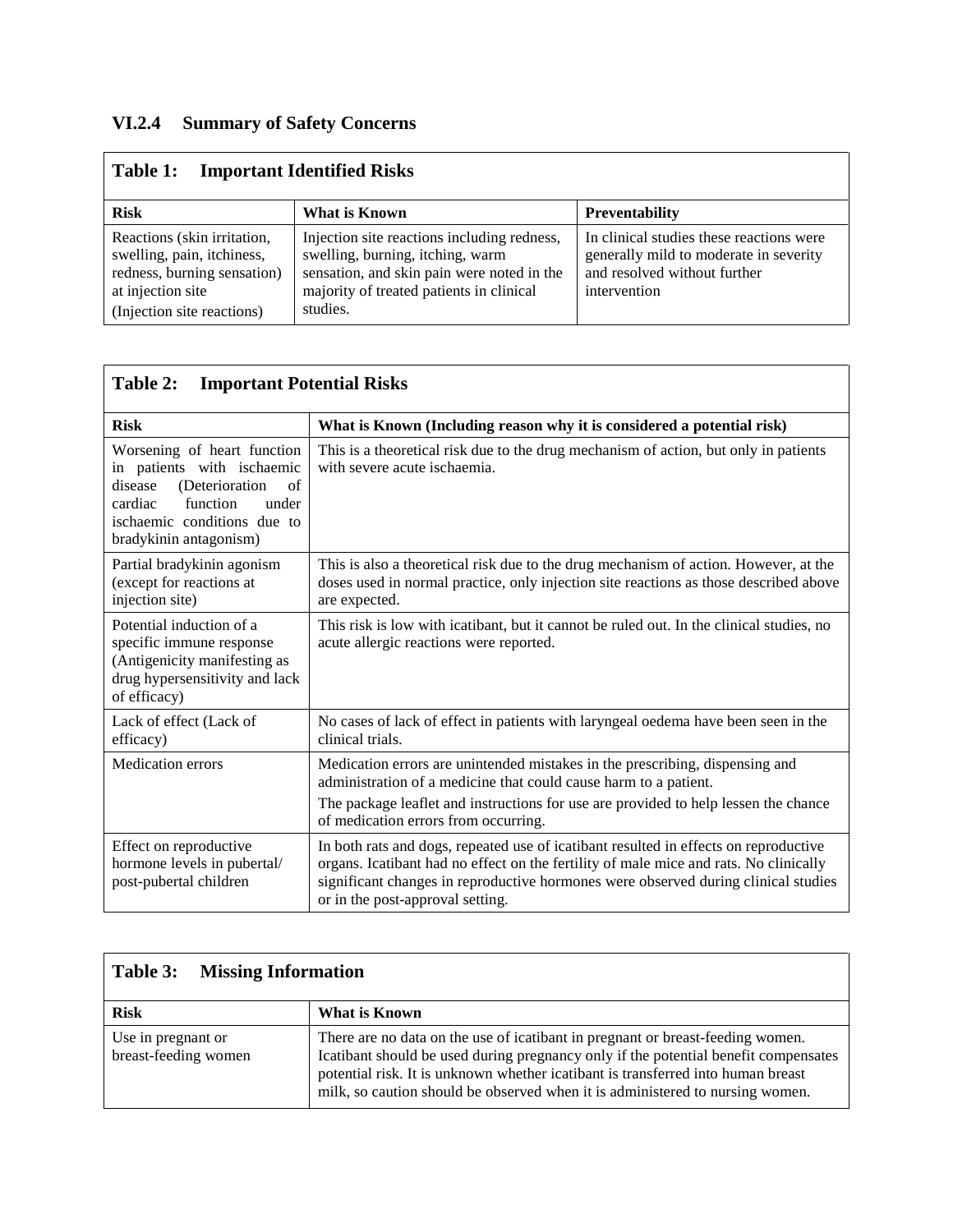### VI.2.4 Summary of Safety Concerns

**Table 1: Important Identified Risks**

| Risk | What is Known | Preventability |
|---|---|---|
| Reactions (skin irritation, swelling, pain, itchiness, redness, burning sensation) at injection site (Injection site reactions) | Injection site reactions including redness, swelling, burning, itching, warm sensation, and skin pain were noted in the majority of treated patients in clinical studies. | In clinical studies these reactions were generally mild to moderate in severity and resolved without further intervention |

**Table 2: Important Potential Risks**

| Risk | What is Known (Including reason why it is considered a potential risk) |
|---|---|
| Worsening of heart function in patients with ischaemic disease (Deterioration of cardiac function under ischaemic conditions due to bradykinin antagonism) | This is a theoretical risk due to the drug mechanism of action, but only in patients with severe acute ischaemia. |
| Partial bradykinin agonism (except for reactions at injection site) | This is also a theoretical risk due to the drug mechanism of action. However, at the doses used in normal practice, only injection site reactions as those described above are expected. |
| Potential induction of a specific immune response (Antigenicity manifesting as drug hypersensitivity and lack of efficacy) | This risk is low with icatibant, but it cannot be ruled out. In the clinical studies, no acute allergic reactions were reported. |
| Lack of effect (Lack of efficacy) | No cases of lack of effect in patients with laryngeal oedema have been seen in the clinical trials. |
| Medication errors | Medication errors are unintended mistakes in the prescribing, dispensing and administration of a medicine that could cause harm to a patient.<br>The package leaflet and instructions for use are provided to help lessen the chance of medication errors from occurring. |
| Effect on reproductive hormone levels in pubertal/ post-pubertal children | In both rats and dogs, repeated use of icatibant resulted in effects on reproductive organs. Icatibant had no effect on the fertility of male mice and rats. No clinically significant changes in reproductive hormones were observed during clinical studies or in the post-approval setting. |

**Table 3: Missing Information**

| Risk | What is Known |
|---|---|
| Use in pregnant or breast-feeding women | There are no data on the use of icatibant in pregnant or breast-feeding women. Icatibant should be used during pregnancy only if the potential benefit compensates potential risk. It is unknown whether icatibant is transferred into human breast milk, so caution should be observed when it is administered to nursing women. |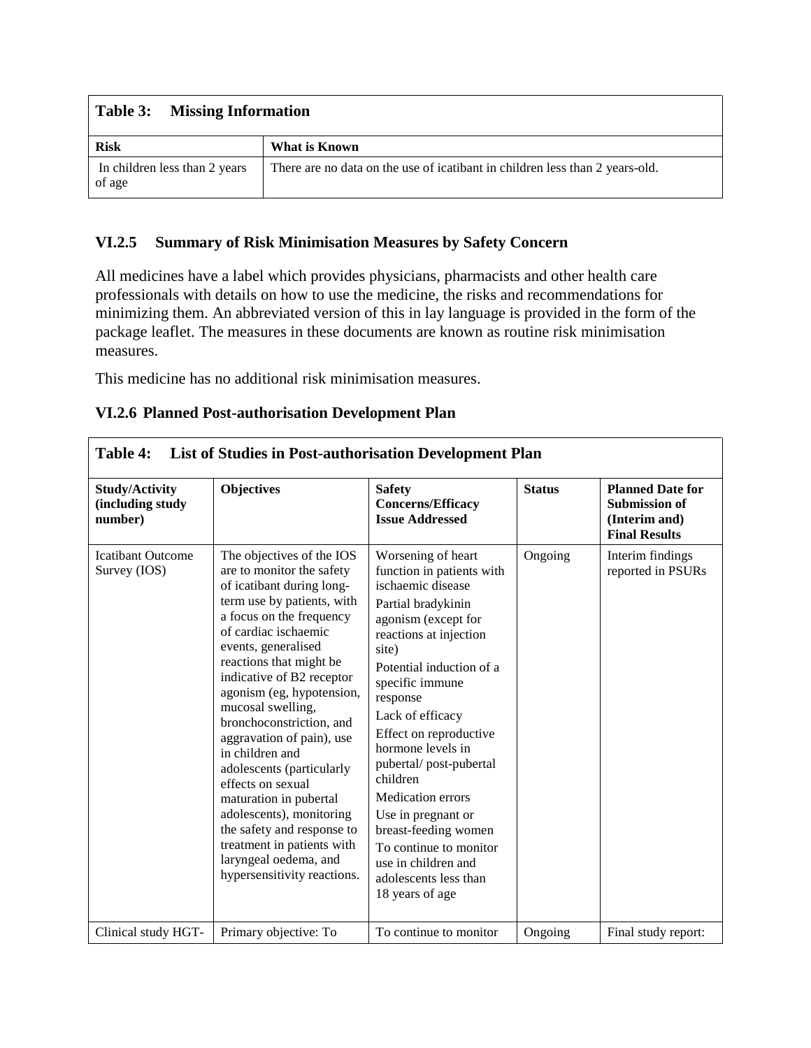| **Table 3: Missing Information** | |
|---|---|
| **Risk** | **What is Known** |
| In children less than 2 years of age | There are no data on the use of icatibant in children less than 2 years-old. |

### VI.2.5 Summary of Risk Minimisation Measures by Safety Concern

All medicines have a label which provides physicians, pharmacists and other health care professionals with details on how to use the medicine, the risks and recommendations for minimizing them. An abbreviated version of this in lay language is provided in the form of the package leaflet. The measures in these documents are known as routine risk minimisation measures.

This medicine has no additional risk minimisation measures.

### VI.2.6 Planned Post-authorisation Development Plan

| **Table 4: List of Studies in Post-authorisation Development Plan** | | | | |
|---|---|---|---|---|
| **Study/Activity (including study number)** | **Objectives** | **Safety Concerns/Efficacy Issue Addressed** | **Status** | **Planned Date for Submission of (Interim and) Final Results** |
| Icatibant Outcome Survey (IOS) | The objectives of the IOS are to monitor the safety of icatibant during long-term use by patients, with a focus on the frequency of cardiac ischaemic events, generalised reactions that might be indicative of B2 receptor agonism (eg, hypotension, mucosal swelling, bronchoconstriction, and aggravation of pain), use in children and adolescents (particularly effects on sexual maturation in pubertal adolescents), monitoring the safety and response to treatment in patients with laryngeal oedema, and hypersensitivity reactions. | Worsening of heart function in patients with ischaemic disease<br>Partial bradykinin agonism (except for reactions at injection site)<br>Potential induction of a specific immune response<br>Lack of efficacy<br>Effect on reproductive hormone levels in pubertal/ post-pubertal children<br>Medication errors<br>Use in pregnant or breast-feeding women<br>To continue to monitor use in children and adolescents less than 18 years of age | Ongoing | Interim findings reported in PSURs |
| Clinical study HGT- | Primary objective: To | To continue to monitor | Ongoing | Final study report: |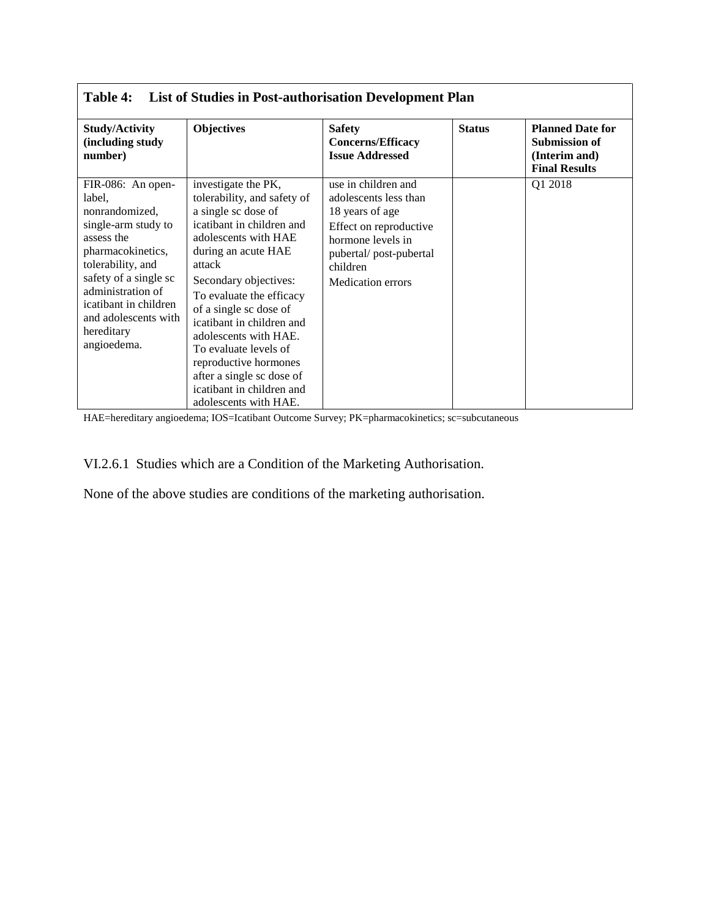| Table 4: List of Studies in Post-authorisation Development Plan | | | | |
|---|---|---|---|---|
| **Study/Activity (including study number)** | **Objectives** | **Safety Concerns/Efficacy Issue Addressed** | **Status** | **Planned Date for Submission of (Interim and) Final Results** |
| FIR-086: An open-label, nonrandomized, single-arm study to assess the pharmacokinetics, tolerability, and safety of a single sc administration of icatibant in children and adolescents with hereditary angioedema. | investigate the PK, tolerability, and safety of a single sc dose of icatibant in children and adolescents with HAE during an acute HAE attack<br>Secondary objectives:<br>To evaluate the efficacy of a single sc dose of icatibant in children and adolescents with HAE.<br>To evaluate levels of reproductive hormones after a single sc dose of icatibant in children and adolescents with HAE. | use in children and adolescents less than 18 years of age<br>Effect on reproductive hormone levels in pubertal/ post-pubertal children<br>Medication errors | | Q1 2018 |

HAE=hereditary angioedema; IOS=Icatibant Outcome Survey; PK=pharmacokinetics; sc=subcutaneous

VI.2.6.1 Studies which are a Condition of the Marketing Authorisation.

None of the above studies are conditions of the marketing authorisation.